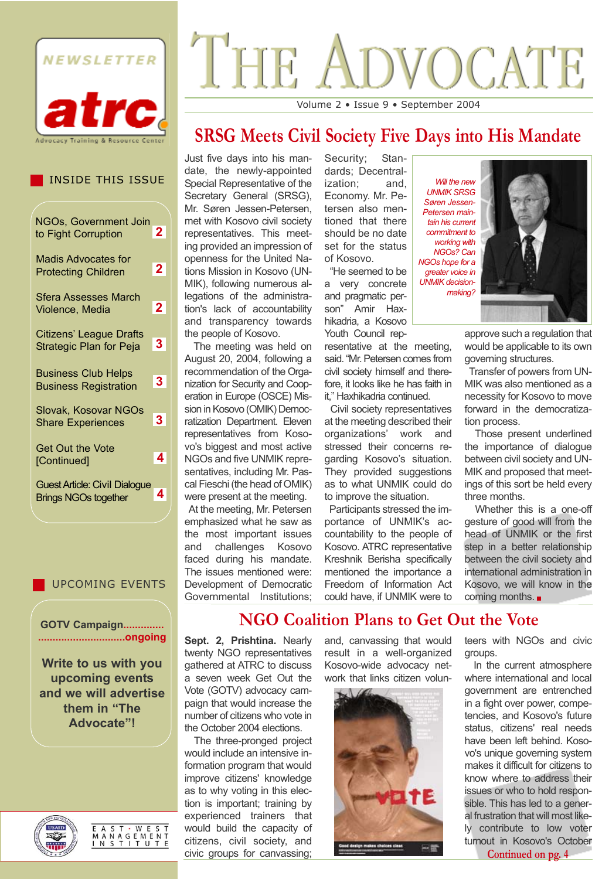# THE ADVOCATE

NEWSLETTER atrc Advocacy Training & Resource Center

Volume 2 • Issue 9 • September 2004

## INSIDE THIS ISSUE

- NGOs, Government Join to Fight Corruption — 2
- Madis Advocates for Protecting Children — 2
- Sfera Assesses March Violence, Media — 2
- Citizens' League Drafts Strategic Plan for Peja — 3
- Business Club Helps Business Registration — 3
- Slovak, Kosovar NGOs Share Experiences — 3
- Get Out the Vote [Continued] — 4
- Guest Article: Civil Dialogue Brings NGOs together — 4

## UPCOMING EVENTS

GOTV Campaign...............................................ongoing

**Write to us with you upcoming events and we will advertise them in "The Advocate"!**

## SRSG Meets Civil Society Five Days into His Mandate

Just five days into his mandate, the newly-appointed Special Representative of the Secretary General (SRSG), Mr. Søren Jessen-Petersen, met with Kosovo civil society representatives. This meeting provided an impression of openness for the United Nations Mission in Kosovo (UNMIK), following numerous allegations of the administration's lack of accountability and transparency towards the people of Kosovo.

The meeting was held on August 20, 2004, following a recommendation of the Organization for Security and Cooperation in Europe (OSCE) Mission in Kosovo (OMIK) Democratization Department. Eleven representatives from Kosovo's biggest and most active NGOs and five UNMIK representatives, including Mr. Pascal Fieschi (the head of OMIK) were present at the meeting.

At the meeting, Mr. Petersen emphasized what he saw as the most important issues and challenges Kosovo faced during his mandate. The issues mentioned were: Development of Democratic Governmental Institutions; Security; Standards; Decentralization; and, Economy. Mr. Petersen also mentioned that there should be no date set for the status of Kosovo.

"He seemed to be a very concrete and pragmatic person" Amir Haxhikadria, a Kosovo Youth Council representative at the meeting, said. "Mr. Petersen comes from civil society himself and therefore, it looks like he has faith in it," Haxhikadria continued.

*Will the new UNMIK SRSG Søren Jessen-Petersen maintain his current commitment to working with NGOs? Can NGOs hope for a greater voice in UNMIK decision-making?*

Civil society representatives at the meeting described their organizations' work and stressed their concerns regarding Kosovo's situation. They provided suggestions as to what UNMIK could do to improve the situation.

Participants stressed the importance of UNMIK's accountability to the people of Kosovo. ATRC representative Kreshnik Berisha specifically mentioned the importance a Freedom of Information Act could have, if UNMIK were to approve such a regulation that would be applicable to its own governing structures.

Transfer of powers from UNMIK was also mentioned as a necessity for Kosovo to move forward in the democratization process.

Those present underlined the importance of dialogue between civil society and UNMIK and proposed that meetings of this sort be held every three months.

Whether this is a one-off gesture of good will from the head of UNMIK or the first step in a better relationship between the civil society and international administration in Kosovo, we will know in the coming months. ■

## NGO Coalition Plans to Get Out the Vote

**Sept. 2, Prishtina.** Nearly twenty NGO representatives gathered at ATRC to discuss a seven week Get Out the Vote (GOTV) advocacy campaign that would increase the number of citizens who vote in the October 2004 elections.

The three-pronged project would include an intensive information program that would improve citizens' knowledge as to why voting in this election is important; training by experienced trainers that would build the capacity of citizens, civil society, and civic groups for canvassing; and, canvassing that would result in a well-organized Kosovo-wide advocacy network that links citizen volunteers with NGOs and civic groups.

In the current atmosphere where international and local government are entrenched in a fight over power, competencies, and Kosovo's future status, citizens' real needs have been left behind. Kosovo's unique governing system makes it difficult for citizens to know where to address their issues or who to hold responsible. This has led to a general frustration that will most likely contribute to low voter turnout in Kosovo's October

Continued on pg. 4

USAID · EAST-WEST MANAGEMENT INSTITUTE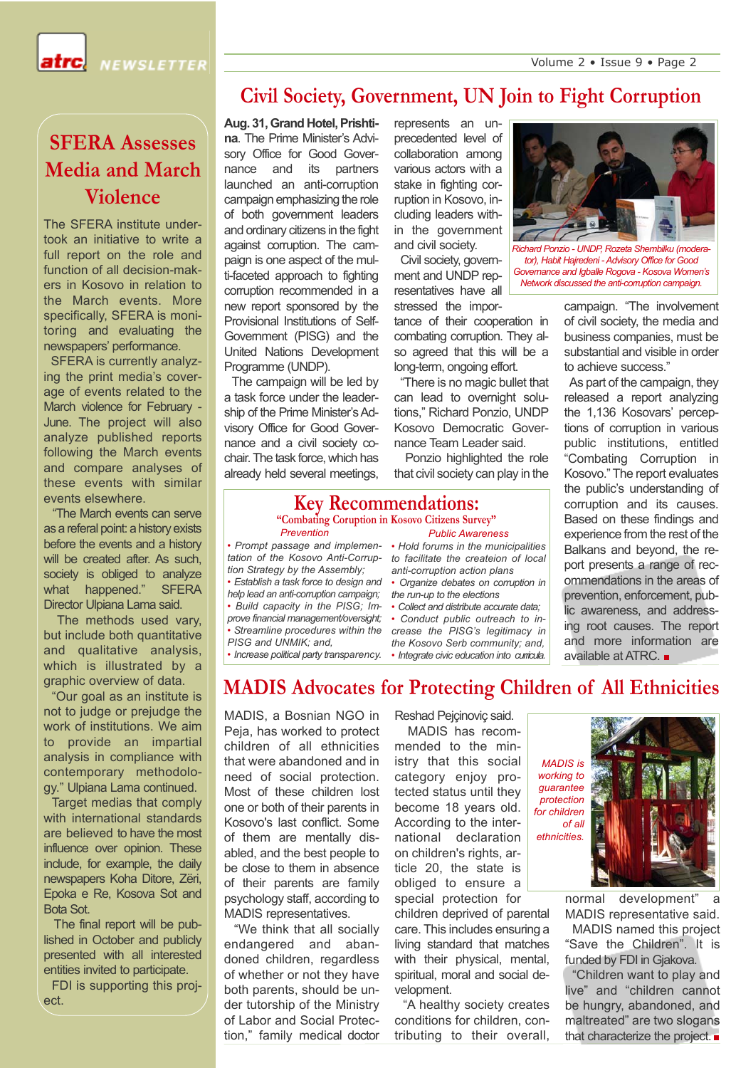## SFERA Assesses Media and March Violence

The SFERA institute undertook an initiative to write a full report on the role and function of all decision-makers in Kosovo in relation to the March events. More specifically, SFERA is monitoring and evaluating the newspapers' performance.

SFERA is currently analyzing the print media's coverage of events related to the March violence for February - June. The project will also analyze published reports following the March events and compare analyses of these events with similar events elsewhere.

"The March events can serve as a referal point: a history exists before the events and a history will be created after. As such, society is obliged to analyze what happened." SFERA Director Ulpiana Lama said.

The methods used vary, but include both quantitative and qualitative analysis, which is illustrated by a graphic overview of data.

"Our goal as an institute is not to judge or prejudge the work of institutions. We aim to provide an impartial analysis in compliance with contemporary methodology." Ulpiana Lama continued.

Target medias that comply with international standards are believed to have the most influence over opinion. These include, for example, the daily newspapers Koha Ditore, Zëri, Epoka e Re, Kosova Sot and Bota Sot.

The final report will be published in October and publicly presented with all interested entities invited to participate.

FDI is supporting this project.

## Civil Society, Government, UN Join to Fight Corruption

**Aug. 31, Grand Hotel, Prishtina**. The Prime Minister's Advisory Office for Good Governance and its partners launched an anti-corruption campaign emphasizing the role of both government leaders and ordinary citizens in the fight against corruption. The campaign is one aspect of the multi-faceted approach to fighting corruption recommended in a new report sponsored by the Provisional Institutions of Self-Government (PISG) and the United Nations Development Programme (UNDP).

The campaign will be led by a task force under the leadership of the Prime Minister's Advisory Office for Good Governance and a civil society co-chair. The task force, which has already held several meetings, represents an unprecedented level of collaboration among various actors with a stake in fighting corruption in Kosovo, including leaders within the government and civil society.

Civil society, government and UNDP representatives have all stressed the importance of their cooperation in combating corruption. They also agreed that this will be a long-term, ongoing effort.

"There is no magic bullet that can lead to overnight solutions," Richard Ponzio, UNDP Kosovo Democratic Governance Team Leader said.

Ponzio highlighted the role that civil society can play in the campaign. "The involvement of civil society, the media and business companies, must be substantial and visible in order to achieve success."

*Richard Ponzio - UNDP, Rozeta Shembilku (moderator), Habit Hajredeni - Advisory Office for Good Governance and Igballe Rogova - Kosova Women's Network discussed the anti-corruption campaign.*

As part of the campaign, they released a report analyzing the 1,136 Kosovars' perceptions of corruption in various public institutions, entitled "Combating Corruption in Kosovo." The report evaluates the public's understanding of corruption and its causes. Based on these findings and experience from the rest of the Balkans and beyond, the report presents a range of recommendations in the areas of prevention, enforcement, public awareness, and addressing root causes. The report and more information are available at ATRC. ■

### Key Recommendations:
#### "Combating Coruption in Kosovo Citizens Survey"

*Prevention*

- *Prompt passage and implementation of the Kosovo Anti-Corruption Strategy by the Assembly;*
- *Establish a task force to design and help lead an anti-corruption campaign;*
- *Build capacity in the PISG; Improve financial management/oversight;*
- *Streamline procedures within the PISG and UNMIK; and,*
- *Increase political party transparency.*

*Public Awareness*

- *Hold forums in the municipalities to facilitate the createion of local anti-corruption action plans*
- *Organize debates on corruption in the run-up to the elections*
- *Collect and distribute accurate data;*
- *Conduct public outreach to increase the PISG's legitimacy in the Kosovo Serb community; and,*
- *Integrate civic education into curricula.*

## MADIS Advocates for Protecting Children of All Ethnicities

MADIS, a Bosnian NGO in Peja, has worked to protect children of all ethnicities that were abandoned and in need of social protection. Most of these children lost one or both of their parents in Kosovo's last conflict. Some of them are mentally disabled, and the best people to be close to them in absence of their parents are family psychology staff, according to MADIS representatives.

"We think that all socially endangered and abandoned children, regardless of whether or not they have both parents, should be under tutorship of the Ministry of Labor and Social Protection," family medical doctor Reshad Pejçinoviç said.

MADIS has recommended to the ministry that this social category enjoy protected status until they become 18 years old. According to the international declaration on children's rights, article 20, the state is obliged to ensure a special protection for children deprived of parental care. This includes ensuring a living standard that matches with their physical, mental, spiritual, moral and social development.

"A healthy society creates conditions for children, contributing to their overall, normal development" a MADIS representative said.

*MADIS is working to guarantee protection for children of all ethnicities.*

MADIS named this project "Save the Children". It is funded by FDI in Gjakova.

"Children want to play and live" and "children cannot be hungry, abandoned, and maltreated" are two slogans that characterize the project. ■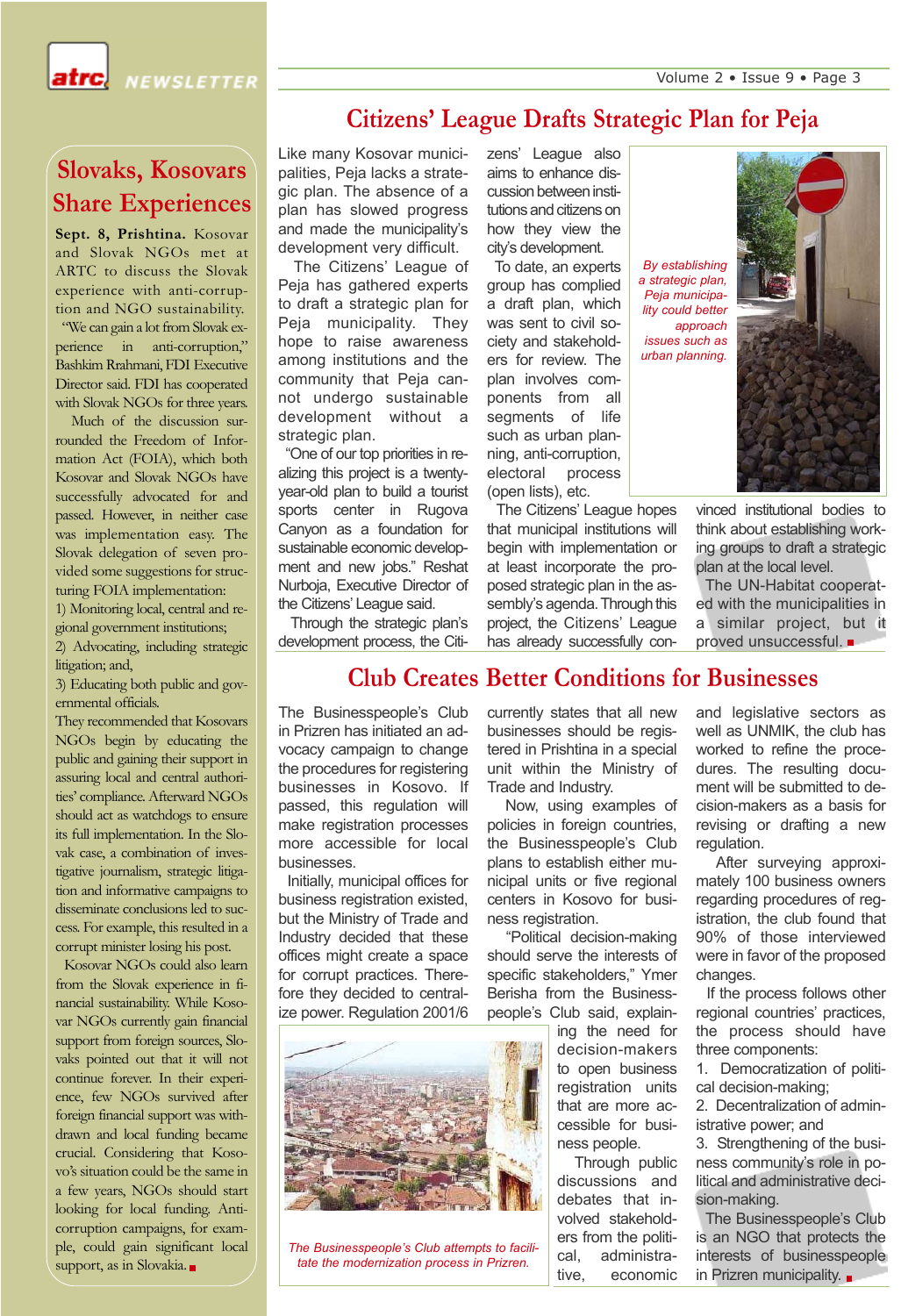## Slovaks, Kosovars Share Experiences

**Sept. 8, Prishtina.** Kosovar and Slovak NGOs met at ARTC to discuss the Slovak experience with anti-corruption and NGO sustainability.

"We can gain a lot from Slovak experience in anti-corruption," Bashkim Rrahmani, FDI Executive Director said. FDI has cooperated with Slovak NGOs for three years.

Much of the discussion surrounded the Freedom of Information Act (FOIA), which both Kosovar and Slovak NGOs have successfully advocated for and passed. However, in neither case was implementation easy. The Slovak delegation of seven provided some suggestions for structuring FOIA implementation:

1) Monitoring local, central and regional government institutions;
2) Advocating, including strategic litigation; and,
3) Educating both public and governmental officials.

They recommended that Kosovars NGOs begin by educating the public and gaining their support in assuring local and central authorities' compliance. Afterward NGOs should act as watchdogs to ensure its full implementation. In the Slovak case, a combination of investigative journalism, strategic litigation and informative campaigns to disseminate conclusions led to success. For example, this resulted in a corrupt minister losing his post.

Kosovar NGOs could also learn from the Slovak experience in financial sustainability. While Kosovar NGOs currently gain financial support from foreign sources, Slovaks pointed out that it will not continue forever. In their experience, few NGOs survived after foreign financial support was withdrawn and local funding became crucial. Considering that Kosovo's situation could be the same in a few years, NGOs should start looking for local funding. Anti-corruption campaigns, for example, could gain significant local support, as in Slovakia.

## Citizens' League Drafts Strategic Plan for Peja

Like many Kosovar municipalities, Peja lacks a strategic plan. The absence of a plan has slowed progress and made the municipality's development very difficult.

The Citizens' League of Peja has gathered experts to draft a strategic plan for Peja municipality. They hope to raise awareness among institutions and the community that Peja cannot undergo sustainable development without a strategic plan.

"One of our top priorities in realizing this project is a twenty-year-old plan to build a tourist sports center in Rugova Canyon as a foundation for sustainable economic development and new jobs." Reshat Nurboja, Executive Director of the Citizens' League said.

Through the strategic plan's development process, the Citizens' League also aims to enhance discussion between institutions and citizens on how they view the city's development.

To date, an experts group has complied a draft plan, which was sent to civil society and stakeholders for review. The plan involves components from all segments of life such as urban planning, anti-corruption, electoral process (open lists), etc.

*By establishing a strategic plan, Peja municipality could better approach issues such as urban planning.*

The Citizens' League hopes that municipal institutions will begin with implementation or at least incorporate the proposed strategic plan in the assembly's agenda. Through this project, the Citizens' League has already successfully convinced institutional bodies to think about establishing working groups to draft a strategic plan at the local level.

The UN-Habitat cooperated with the municipalities in a similar project, but it proved unsuccessful.

## Club Creates Better Conditions for Businesses

The Businesspeople's Club in Prizren has initiated an advocacy campaign to change the procedures for registering businesses in Kosovo. If passed, this regulation will make registration processes more accessible for local businesses.

Initially, municipal offices for business registration existed, but the Ministry of Trade and Industry decided that these offices might create a space for corrupt practices. Therefore they decided to centralize power. Regulation 2001/6 currently states that all new businesses should be registered in Prishtina in a special unit within the Ministry of Trade and Industry.

Now, using examples of policies in foreign countries, the Businesspeople's Club plans to establish either municipal units or five regional centers in Kosovo for business registration.

"Political decision-making should serve the interests of specific stakeholders," Ymer Berisha from the Businesspeople's Club said, explaining the need for decision-makers to open business registration units that are more accessible for business people.

*The Businesspeople's Club attempts to facilitate the modernization process in Prizren.*

Through public discussions and debates that involved stakeholders from the political, administrative, economic and legislative sectors as well as UNMIK, the club has worked to refine the procedures. The resulting document will be submitted to decision-makers as a basis for revising or drafting a new regulation.

After surveying approximately 100 business owners regarding procedures of registration, the club found that 90% of those interviewed were in favor of the proposed changes.

If the process follows other regional countries' practices, the process should have three components:

1. Democratization of political decision-making;
2. Decentralization of administrative power; and
3. Strengthening of the business community's role in political and administrative decision-making.

The Businesspeople's Club is an NGO that protects the interests of businesspeople in Prizren municipality.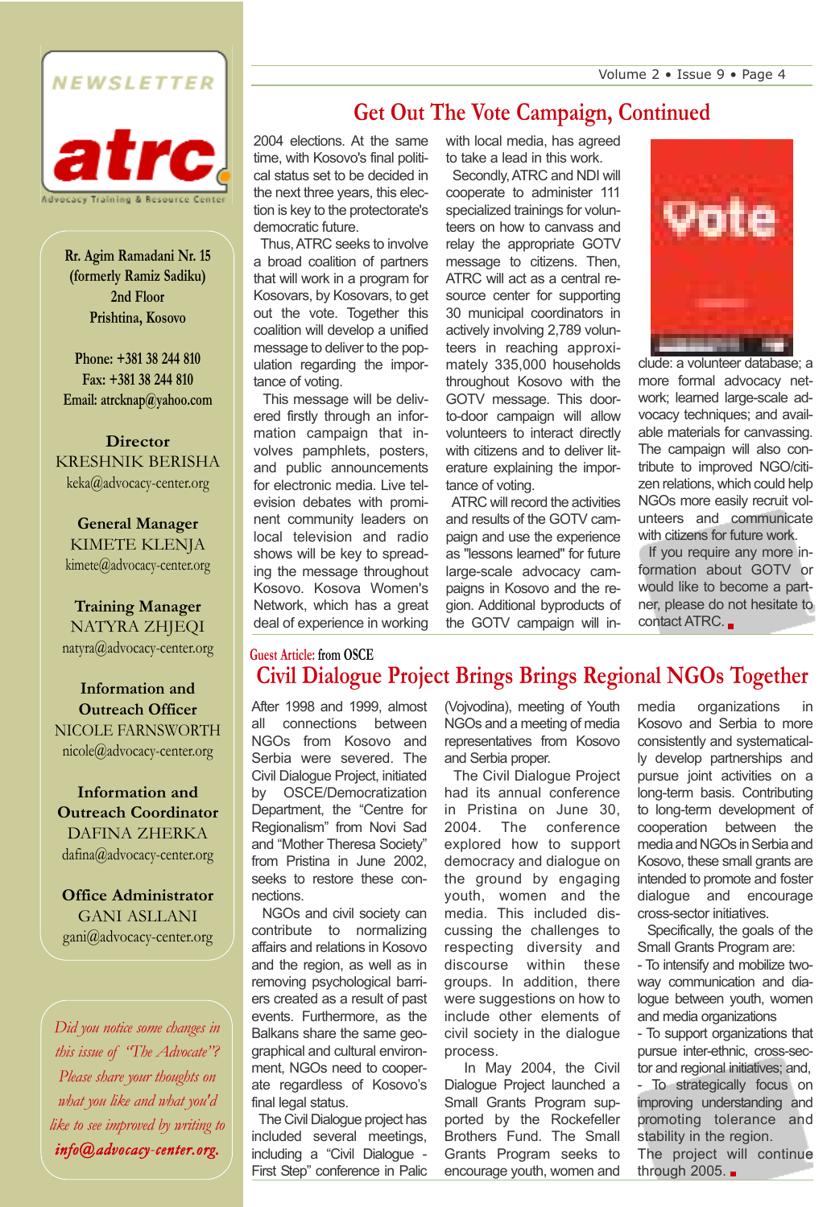# Get Out The Vote Campaign, Continued

2004 elections. At the same time, with Kosovo's final political status set to be decided in the next three years, this election is key to the protectorate's democratic future.

Thus, ATRC seeks to involve a broad coalition of partners that will work in a program for Kosovars, by Kosovars, to get out the vote. Together this coalition will develop a unified message to deliver to the population regarding the importance of voting.

This message will be delivered firstly through an information campaign that involves pamphlets, posters, and public announcements for electronic media. Live television debates with prominent community leaders on local television and radio shows will be key to spreading the message throughout Kosovo. Kosova Women's Network, which has a great deal of experience in working with local media, has agreed to take a lead in this work.

Secondly, ATRC and NDI will cooperate to administer 111 specialized trainings for volunteers on how to canvass and relay the appropriate GOTV message to citizens. Then, ATRC will act as a central resource center for supporting 30 municipal coordinators in actively involving 2,789 volunteers in reaching approximately 335,000 households throughout Kosovo with the GOTV message. This door-to-door campaign will allow volunteers to interact directly with citizens and to deliver literature explaining the importance of voting.

ATRC will record the activities and results of the GOTV campaign and use the experience as "lessons learned" for future large-scale advocacy campaigns in Kosovo and the region. Additional byproducts of the GOTV campaign will include: a volunteer database; a more formal advocacy network; learned large-scale advocacy techniques; and available materials for canvassing. The campaign will also contribute to improved NGO/citizen relations, which could help NGOs more easily recruit volunteers and communicate with citizens for future work.

If you require any more information about GOTV or would like to become a partner, please do not hesitate to contact ATRC.

Guest Article: from OSCE

# Civil Dialogue Project Brings Brings Regional NGOs Together

After 1998 and 1999, almost all connections between NGOs from Kosovo and Serbia were severed. The Civil Dialogue Project, initiated by OSCE/Democratization Department, the "Centre for Regionalism" from Novi Sad and "Mother Theresa Society" from Pristina in June 2002, seeks to restore these connections.

NGOs and civil society can contribute to normalizing affairs and relations in Kosovo and the region, as well as in removing psychological barriers created as a result of past events. Furthermore, as the Balkans share the same geographical and cultural environment, NGOs need to cooperate regardless of Kosovo's final legal status.

The Civil Dialogue project has included several meetings, including a "Civil Dialogue - First Step" conference in Palic (Vojvodina), meeting of Youth NGOs and a meeting of media representatives from Kosovo and Serbia proper.

The Civil Dialogue Project had its annual conference in Pristina on June 30, 2004. The conference explored how to support democracy and dialogue on the ground by engaging youth, women and the media. This included discussing the challenges to respecting diversity and discourse within these groups. In addition, there were suggestions on how to include other elements of civil society in the dialogue process.

In May 2004, the Civil Dialogue Project launched a Small Grants Program supported by the Rockefeller Brothers Fund. The Small Grants Program seeks to encourage youth, women and media organizations in Kosovo and Serbia to more consistently and systematically develop partnerships and pursue joint activities on a long-term basis. Contributing to long-term development of cooperation between the media and NGOs in Serbia and Kosovo, these small grants are intended to promote and foster dialogue and encourage cross-sector initiatives.

Specifically, the goals of the Small Grants Program are:

- To intensify and mobilize two-way communication and dialogue between youth, women and media organizations
- To support organizations that pursue inter-ethnic, cross-sector and regional initiatives; and,
- To strategically focus on improving understanding and promoting tolerance and stability in the region.

The project will continue through 2005.

---

**NEWSLETTER**

**atrc**

Advocacy Training & Resource Center

Rr. Agim Ramadani Nr. 15
(formerly Ramiz Sadiku)
2nd Floor
Prishtina, Kosovo

Phone: +381 38 244 810
Fax: +381 38 244 810
Email: atrcknap@yahoo.com

**Director**
KRESHNIK BERISHA
keka@advocacy-center.org

**General Manager**
KIMETE KLENJA
kimete@advocacy-center.org

**Training Manager**
NATYRA ZHJEQI
natyra@advocacy-center.org

**Information and Outreach Officer**
NICOLE FARNSWORTH
nicole@advocacy-center.org

**Information and Outreach Coordinator**
DAFINA ZHERKA
dafina@advocacy-center.org

**Office Administrator**
GANI ASLLANI
gani@advocacy-center.org

*Did you notice some changes in this issue of "The Advocate"? Please share your thoughts on what you like and what you'd like to see improved by writing to* ***info@advocacy-center.org.***